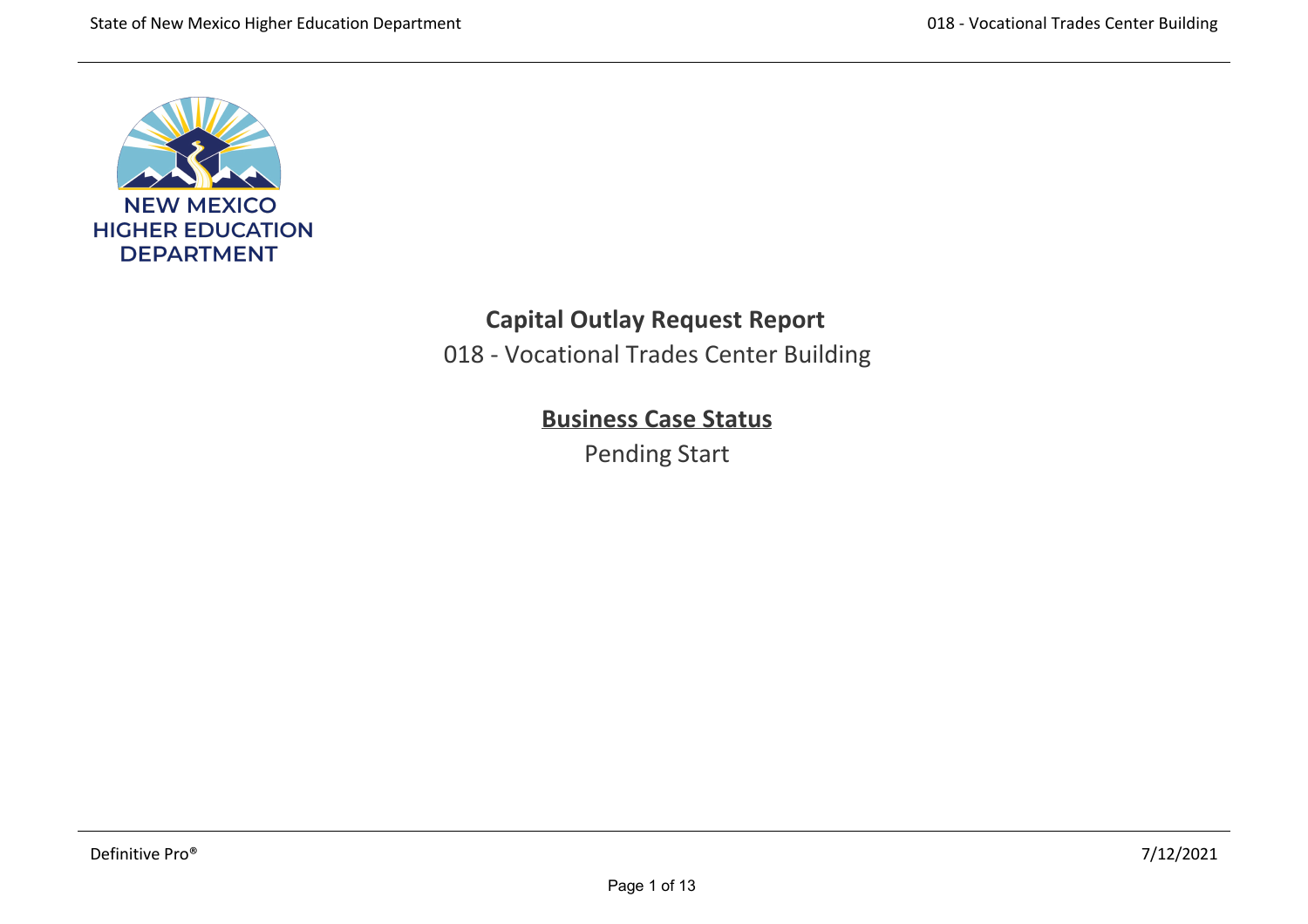NEW MEXICO
HIGHER EDUCATION
DEPARTMENT

# Capital Outlay Request Report

018 - Vocational Trades Center Building

## Business Case Status

Pending Start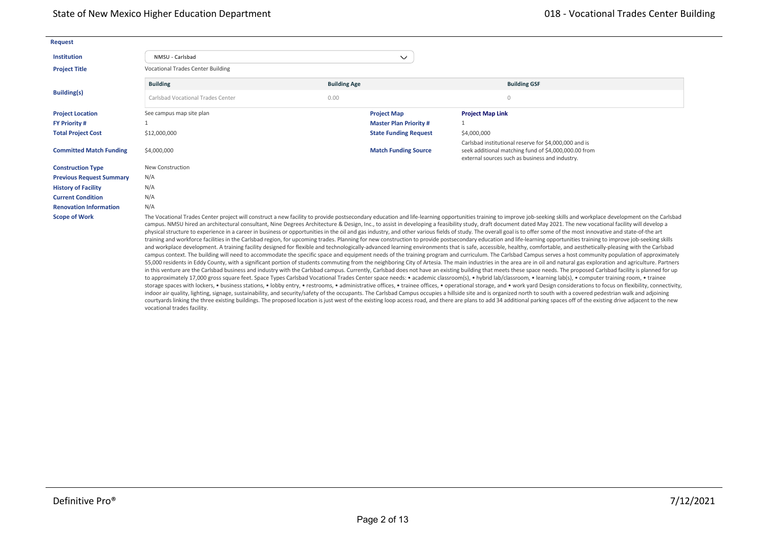**Request**

**Institution**: NMSU - Carlsbad

**Project Title**: Vocational Trades Center Building

**Building(s)**:

| Building | Building Age | Building GSF |
| --- | --- | --- |
| Carlsbad Vocational Trades Center | 0.00 | 0 |

| | | | |
| --- | --- | --- | --- |
| **Project Location** | See campus map site plan | **Project Map** | **Project Map Link** |
| **FY Priority #** | 1 | **Master Plan Priority #** | 1 |
| **Total Project Cost** | $12,000,000 | **State Funding Request** | $4,000,000 |
| **Committed Match Funding** | $4,000,000 | **Match Funding Source** | Carlsbad institutional reserve for $4,000,000 and is seek additional matching fund of $4,000,000.00 from external sources such as business and industry. |

**Construction Type**: New Construction

**Previous Request Summary**: N/A

**History of Facility**: N/A

**Current Condition**: N/A

**Renovation Information**: N/A

**Scope of Work**: The Vocational Trades Center project will construct a new facility to provide postsecondary education and life-learning opportunities training to improve job-seeking skills and workplace development on the Carlsbad campus. NMSU hired an architectural consultant, Nine Degrees Architecture & Design, Inc., to assist in developing a feasibility study, draft document dated May 2021. The new vocational facility will develop a physical structure to experience in a career in business or opportunities in the oil and gas industry, and other various fields of study. The overall goal is to offer some of the most innovative and state-of-the art training and workforce facilities in the Carlsbad region, for upcoming trades. Planning for new construction to provide postsecondary education and life-learning opportunities training to improve job-seeking skills and workplace development. A training facility designed for flexible and technologically-advanced learning environments that is safe, accessible, healthy, comfortable, and aesthetically-pleasing with the Carlsbad campus context. The building will need to accommodate the specific space and equipment needs of the training program and curriculum. The Carlsbad Campus serves a host community population of approximately 55,000 residents in Eddy County, with a significant portion of students commuting from the neighboring City of Artesia. The main industries in the area are in oil and natural gas exploration and agriculture. Partners in this venture are the Carlsbad business and industry with the Carlsbad campus. Currently, Carlsbad does not have an existing building that meets these space needs. The proposed Carlsbad facility is planned for up to approximately 17,000 gross square feet. Space Types Carlsbad Vocational Trades Center space needs: • academic classroom(s), • hybrid lab/classroom, • learning lab(s), • computer training room, • trainee storage spaces with lockers, • business stations, • lobby entry, • restrooms, • administrative offices, • trainee offices, • operational storage, and • work yard Design considerations to focus on flexibility, connectivity, indoor air quality, lighting, signage, sustainability, and security/safety of the occupants. The Carlsbad Campus occupies a hillside site and is organized north to south with a covered pedestrian walk and adjoining courtyards linking the three existing buildings. The proposed location is just west of the existing loop access road, and there are plans to add 34 additional parking spaces off of the existing drive adjacent to the new vocational trades facility.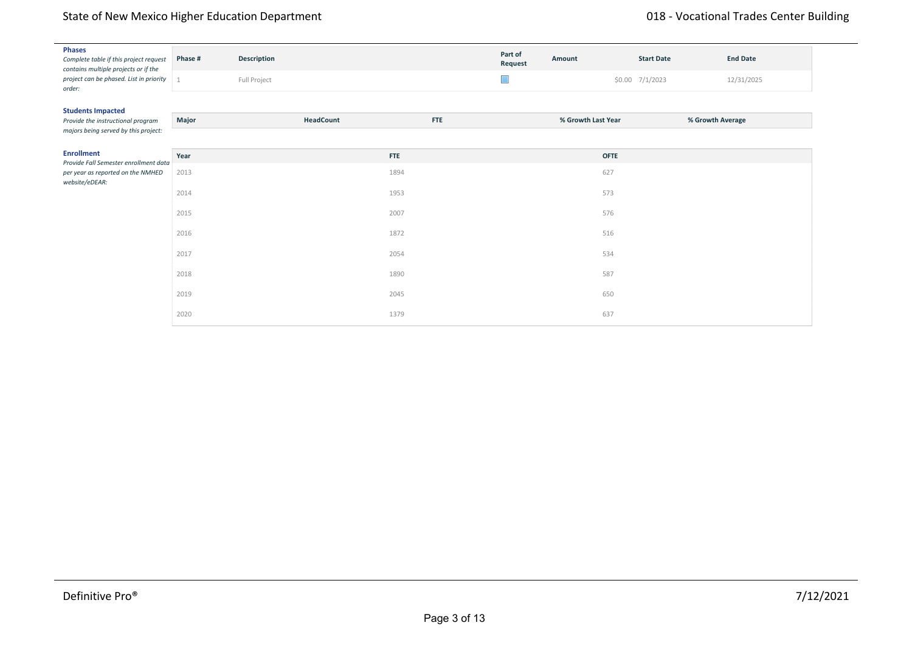**Phases**
*Complete table if this project request contains multiple projects or if the project can be phased. List in priority order:*

| Phase # | Description | Part of Request | Amount | Start Date | End Date |
|---|---|---|---|---|---|
| 1 | Full Project | ☐ | $0.00 | 7/1/2023 | 12/31/2025 |

**Students Impacted**
*Provide the instructional program majors being served by this project:*

| Major | HeadCount | FTE | % Growth Last Year | % Growth Average |
|---|---|---|---|---|

**Enrollment**
*Provide Fall Semester enrollment data per year as reported on the NMHED website/eDEAR:*

| Year | FTE | OFTE |
|---|---|---|
| 2013 | 1894 | 627 |
| 2014 | 1953 | 573 |
| 2015 | 2007 | 576 |
| 2016 | 1872 | 516 |
| 2017 | 2054 | 534 |
| 2018 | 1890 | 587 |
| 2019 | 2045 | 650 |
| 2020 | 1379 | 637 |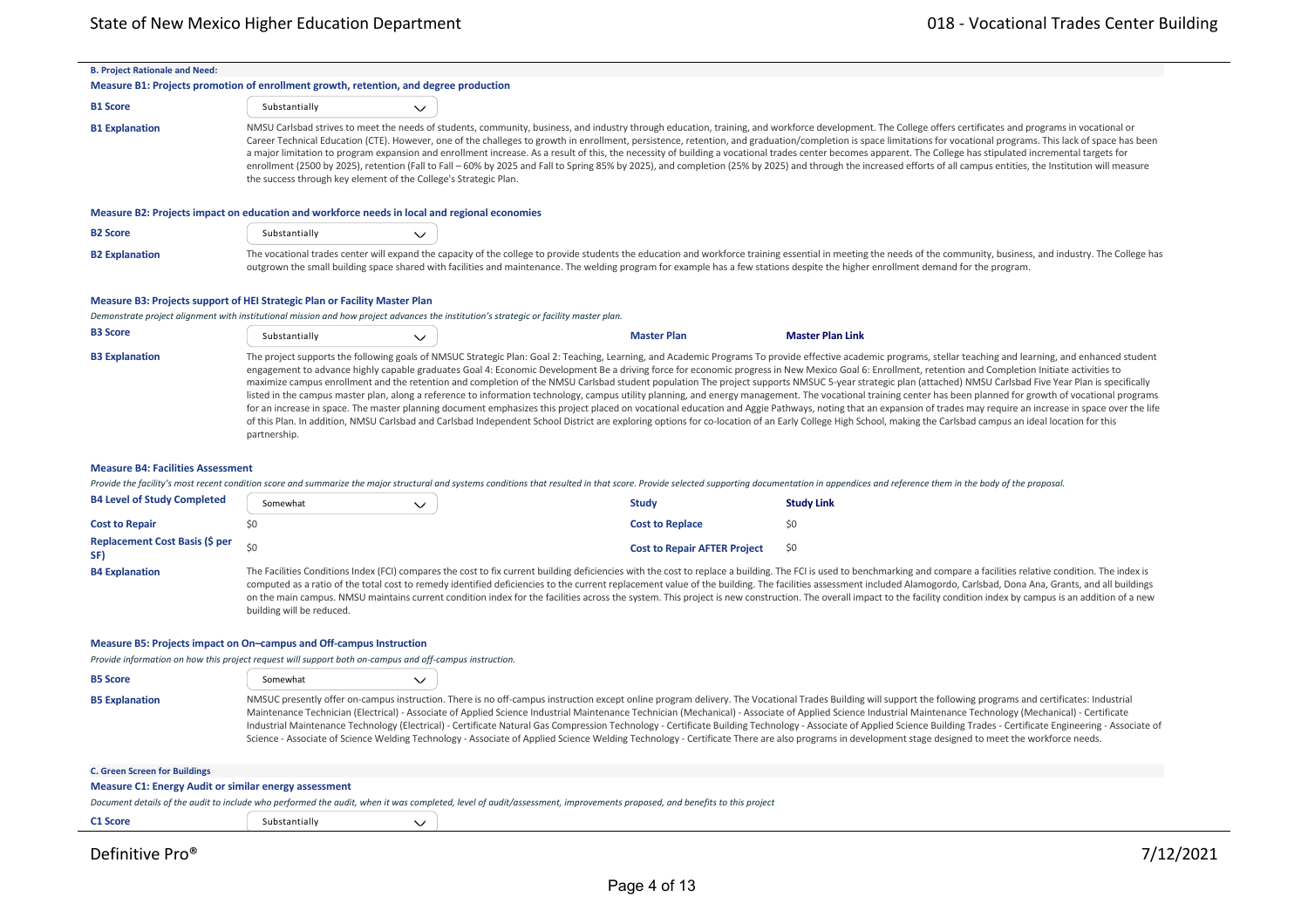## B. Project Rationale and Need:

### Measure B1: Projects promotion of enrollment growth, retention, and degree production

**B1 Score**: Substantially

**B1 Explanation**: NMSU Carlsbad strives to meet the needs of students, community, business, and industry through education, training, and workforce development. The College offers certificates and programs in vocational or Career Technical Education (CTE). However, one of the challeges to growth in enrollment, persistence, retention, and graduation/completion is space limitations for vocational programs. This lack of space has been a major limitation to program expansion and enrollment increase. As a result of this, the necessity of building a vocational trades center becomes apparent. The College has stipulated incremental targets for enrollment (2500 by 2025), retention (Fall to Fall – 60% by 2025 and Fall to Spring 85% by 2025), and completion (25% by 2025) and through the increased efforts of all campus entities, the Institution will measure the success through key element of the College's Strategic Plan.

### Measure B2: Projects impact on education and workforce needs in local and regional economies

**B2 Score**: Substantially

**B2 Explanation**: The vocational trades center will expand the capacity of the college to provide students the education and workforce training essential in meeting the needs of the community, business, and industry. The College has outgrown the small building space shared with facilities and maintenance. The welding program for example has a few stations despite the higher enrollment demand for the program.

### Measure B3: Projects support of HEI Strategic Plan or Facility Master Plan

*Demonstrate project alignment with institutional mission and how project advances the institution's strategic or facility master plan.*

**B3 Score**: Substantially | **Master Plan** | **Master Plan Link**

**B3 Explanation**: The project supports the following goals of NMSUC Strategic Plan: Goal 2: Teaching, Learning, and Academic Programs To provide effective academic programs, stellar teaching and learning, and enhanced student engagement to advance highly capable graduates Goal 4: Economic Development Be a driving force for economic progress in New Mexico Goal 6: Enrollment, retention and Completion Initiate activities to maximize campus enrollment and the retention and completion of the NMSU Carlsbad student population The project supports NMSUC 5-year strategic plan (attached) NMSU Carlsbad Five Year Plan is specifically listed in the campus master plan, along a reference to information technology, campus utility planning, and energy management. The vocational training center has been planned for growth of vocational programs for an increase in space. The master planning document emphasizes this project placed on vocational education and Aggie Pathways, noting that an expansion of trades may require an increase in space over the life of this Plan. In addition, NMSU Carlsbad and Carlsbad Independent School District are exploring options for co-location of an Early College High School, making the Carlsbad campus an ideal location for this partnership.

### Measure B4: Facilities Assessment

*Provide the facility's most recent condition score and summarize the major structural and systems conditions that resulted in that score. Provide selected supporting documentation in appendices and reference them in the body of the proposal.*

| | | | |
|---|---|---|---|
| **B4 Level of Study Completed** | Somewhat | **Study** | **Study Link** |
| **Cost to Repair** | $0 | **Cost to Replace** | $0 |
| **Replacement Cost Basis ($ per SF)** | $0 | **Cost to Repair AFTER Project** | $0 |

**B4 Explanation**: The Facilities Conditions Index (FCI) compares the cost to fix current building deficiencies with the cost to replace a building. The FCI is used to benchmarking and compare a facilities relative condition. The index is computed as a ratio of the total cost to remedy identified deficiencies to the current replacement value of the building. The facilities assessment included Alamogordo, Carlsbad, Dona Ana, Grants, and all buildings on the main campus. NMSU maintains current condition index for the facilities across the system. This project is new construction. The overall impact to the facility condition index by campus is an addition of a new building will be reduced.

### Measure B5: Projects impact on On–campus and Off-campus Instruction

*Provide information on how this project request will support both on-campus and off-campus instruction.*

**B5 Score**: Somewhat

**B5 Explanation**: NMSUC presently offer on-campus instruction. There is no off-campus instruction except online program delivery. The Vocational Trades Building will support the following programs and certificates: Industrial Maintenance Technician (Electrical) - Associate of Applied Science Industrial Maintenance Technician (Mechanical) - Associate of Applied Science Industrial Maintenance Technology (Mechanical) - Certificate Industrial Maintenance Technology (Electrical) - Certificate Natural Gas Compression Technology - Certificate Building Technology - Associate of Applied Science Building Trades - Certificate Engineering - Associate of Science - Associate of Science Welding Technology - Associate of Applied Science Welding Technology - Certificate There are also programs in development stage designed to meet the workforce needs.

## C. Green Screen for Buildings

### Measure C1: Energy Audit or similar energy assessment

*Document details of the audit to include who performed the audit, when it was completed, level of audit/assessment, improvements proposed, and benefits to this project*

**C1 Score**: Substantially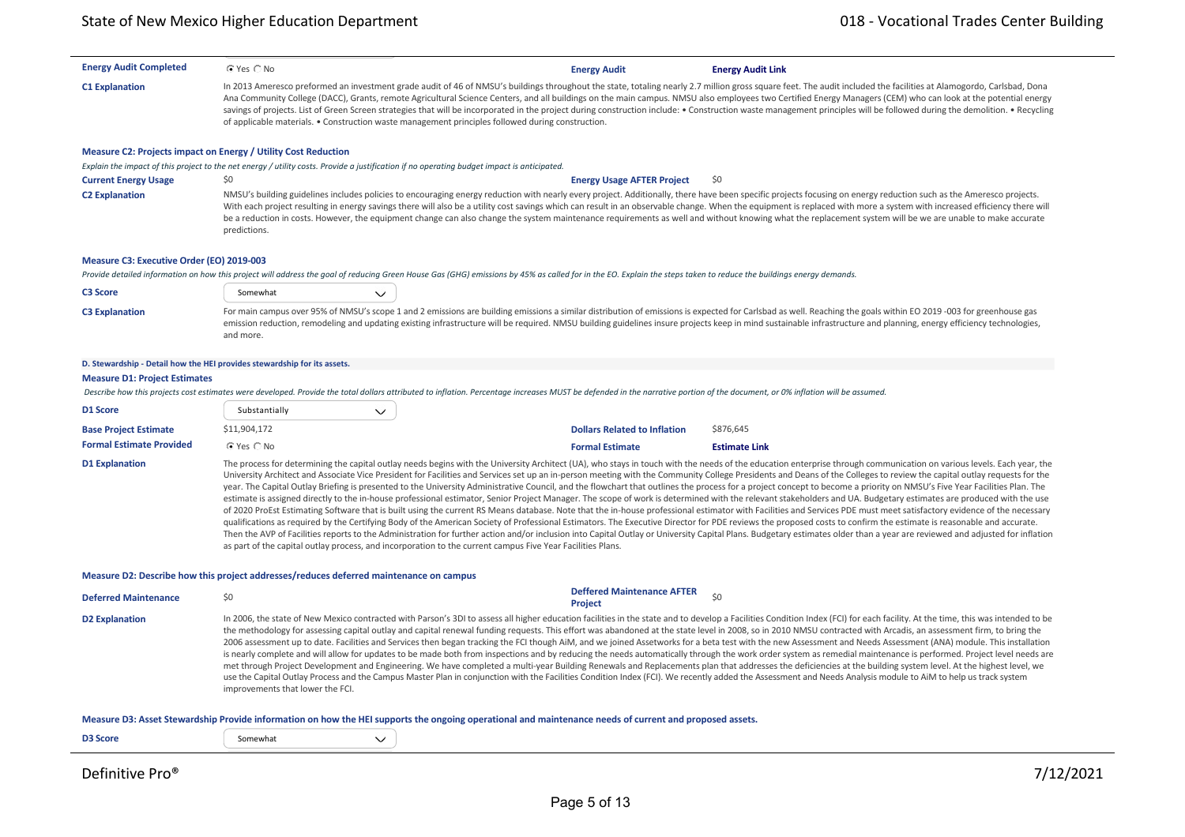**Energy Audit Completed** ◉ Yes ○ No | **Energy Audit** | **Energy Audit Link**

**C1 Explanation**

In 2013 Ameresco preformed an investment grade audit of 46 of NMSU's buildings throughout the state, totaling nearly 2.7 million gross square feet. The audit included the facilities at Alamogordo, Carlsbad, Dona Ana Community College (DACC), Grants, remote Agricultural Science Centers, and all buildings on the main campus. NMSU also employees two Certified Energy Managers (CEM) who can look at the potential energy savings of projects. List of Green Screen strategies that will be incorporated in the project during construction include: • Construction waste management principles will be followed during the demolition. • Recycling of applicable materials. • Construction waste management principles followed during construction.

### Measure C2: Projects impact on Energy / Utility Cost Reduction

*Explain the impact of this project to the net energy / utility costs. Provide a justification if no operating budget impact is anticipated.*

| | | | |
|---|---|---|---|
| **Current Energy Usage** | $0 | **Energy Usage AFTER Project** | $0 |

**C2 Explanation**

NMSU's building guidelines includes policies to encouraging energy reduction with nearly every project. Additionally, there have been specific projects focusing on energy reduction such as the Ameresco projects. With each project resulting in energy savings there will also be a utility cost savings which can result in an observable change. When the equipment is replaced with more a system with increased efficiency there will be a reduction in costs. However, the equipment change can also change the system maintenance requirements as well and without knowing what the replacement system will be we are unable to make accurate predictions.

### Measure C3: Executive Order (EO) 2019-003

*Provide detailed information on how this project will address the goal of reducing Green House Gas (GHG) emissions by 45% as called for in the EO. Explain the steps taken to reduce the buildings energy demands.*

**C3 Score**: Somewhat

**C3 Explanation**

For main campus over 95% of NMSU's scope 1 and 2 emissions are building emissions a similar distribution of emissions is expected for Carlsbad as well. Reaching the goals within EO 2019 -003 for greenhouse gas emission reduction, remodeling and updating existing infrastructure will be required. NMSU building guidelines insure projects keep in mind sustainable infrastructure and planning, energy efficiency technologies, and more.

## D. Stewardship - Detail how the HEI provides stewardship for its assets.

### Measure D1: Project Estimates

*Describe how this projects cost estimates were developed. Provide the total dollars attributed to inflation. Percentage increases MUST be defended in the narrative portion of the document, or 0% inflation will be assumed.*

**D1 Score**: Substantially

| | | | |
|---|---|---|---|
| **Base Project Estimate** | $11,904,172 | **Dollars Related to Inflation** | $876,645 |
| **Formal Estimate Provided** | ◉ Yes ○ No | **Formal Estimate** | **Estimate Link** |

**D1 Explanation**

The process for determining the capital outlay needs begins with the University Architect (UA), who stays in touch with the needs of the education enterprise through communication on various levels. Each year, the University Architect and Associate Vice President for Facilities and Services set up an in-person meeting with the Community College Presidents and Deans of the Colleges to review the capital outlay requests for the year. The Capital Outlay Briefing is presented to the University Administrative Council, and the flowchart that outlines the process for a project concept to become a priority on NMSU's Five Year Facilities Plan. The estimate is assigned directly to the in-house professional estimator, Senior Project Manager. The scope of work is determined with the relevant stakeholders and UA. Budgetary estimates are produced with the use of 2020 ProEst Estimating Software that is built using the current RS Means database. Note that the in-house professional estimator with Facilities and Services PDE must meet satisfactory evidence of the necessary qualifications as required by the Certifying Body of the American Society of Professional Estimators. The Executive Director for PDE reviews the proposed costs to confirm the estimate is reasonable and accurate. Then the AVP of Facilities reports to the Administration for further action and/or inclusion into Capital Outlay or University Capital Plans. Budgetary estimates older than a year are reviewed and adjusted for inflation as part of the capital outlay process, and incorporation to the current campus Five Year Facilities Plans.

### Measure D2: Describe how this project addresses/reduces deferred maintenance on campus

| | | | |
|---|---|---|---|
| **Deferred Maintenance** | $0 | **Deffered Maintenance AFTER Project** | $0 |

**D2 Explanation**

In 2006, the state of New Mexico contracted with Parson's 3DI to assess all higher education facilities in the state and to develop a Facilities Condition Index (FCI) for each facility. At the time, this was intended to be the methodology for assessing capital outlay and capital renewal funding requests. This effort was abandoned at the state level in 2008, so in 2010 NMSU contracted with Arcadis, an assessment firm, to bring the 2006 assessment up to date. Facilities and Services then began tracking the FCI though AiM, and we joined Assetworks for a beta test with the new Assessment and Needs Assessment (ANA) module. This installation is nearly complete and will allow for updates to be made both from inspections and by reducing the needs automatically through the work order system as remedial maintenance is performed. Project level needs are met through Project Development and Engineering. We have completed a multi-year Building Renewals and Replacements plan that addresses the deficiencies at the building system level. At the highest level, we use the Capital Outlay Process and the Campus Master Plan in conjunction with the Facilities Condition Index (FCI). We recently added the Assessment and Needs Analysis module to AiM to help us track system improvements that lower the FCI.

### Measure D3: Asset Stewardship Provide information on how the HEI supports the ongoing operational and maintenance needs of current and proposed assets.

**D3 Score**: Somewhat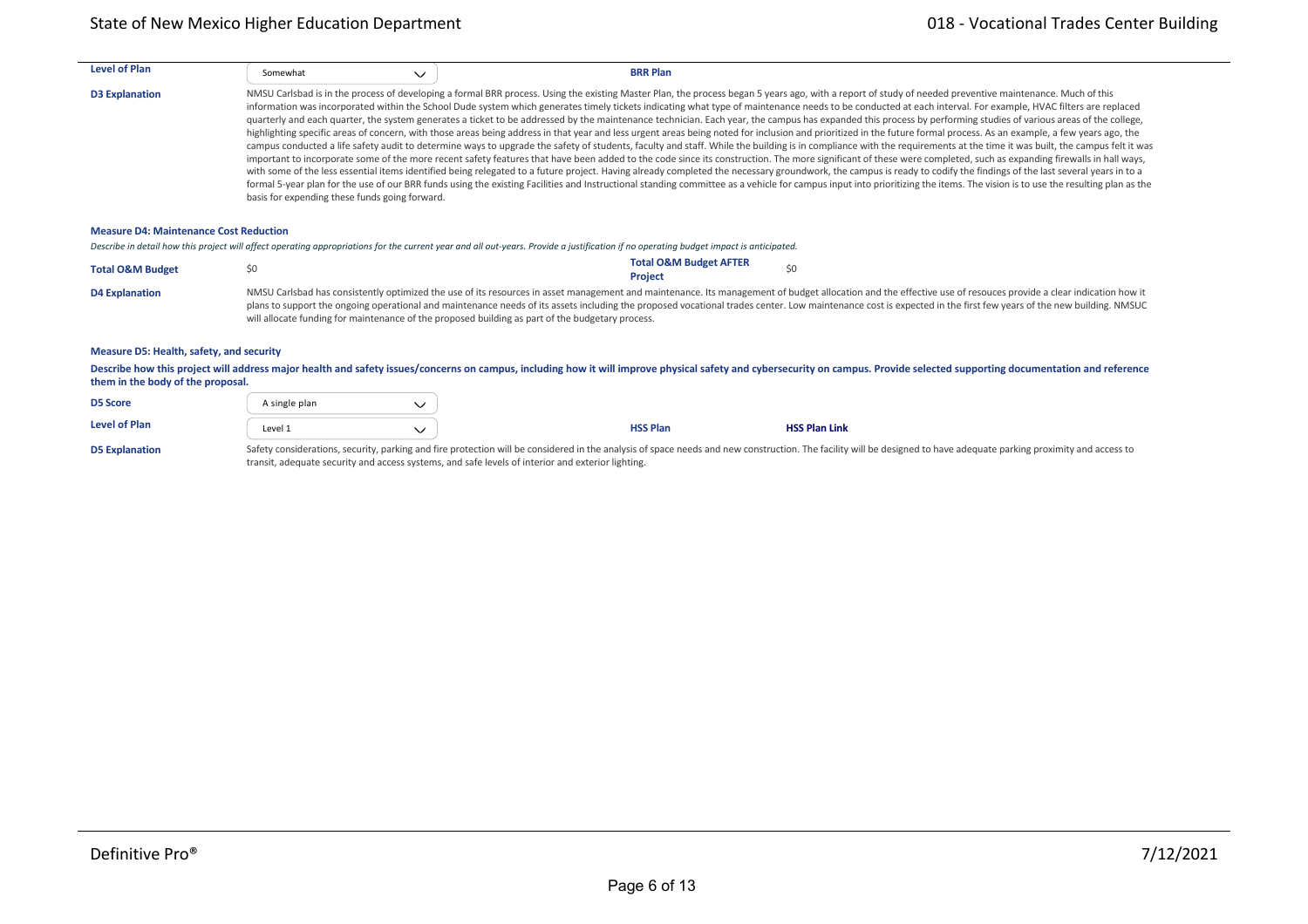**Level of Plan** Somewhat **BRR Plan**

**D3 Explanation**

NMSU Carlsbad is in the process of developing a formal BRR process. Using the existing Master Plan, the process began 5 years ago, with a report of study of needed preventive maintenance. Much of this information was incorporated within the School Dude system which generates timely tickets indicating what type of maintenance needs to be conducted at each interval. For example, HVAC filters are replaced quarterly and each quarter, the system generates a ticket to be addressed by the maintenance technician. Each year, the campus has expanded this process by performing studies of various areas of the college, highlighting specific areas of concern, with those areas being address in that year and less urgent areas being noted for inclusion and prioritized in the future formal process. As an example, a few years ago, the campus conducted a life safety audit to determine ways to upgrade the safety of students, faculty and staff. While the building is in compliance with the requirements at the time it was built, the campus felt it was important to incorporate some of the more recent safety features that have been added to the code since its construction. The more significant of these were completed, such as expanding firewalls in hall ways, with some of the less essential items identified being relegated to a future project. Having already completed the necessary groundwork, the campus is ready to codify the findings of the last several years in to a formal 5-year plan for the use of our BRR funds using the existing Facilities and Instructional standing committee as a vehicle for campus input into prioritizing the items. The vision is to use the resulting plan as the basis for expending these funds going forward.

### Measure D4: Maintenance Cost Reduction

*Describe in detail how this project will affect operating appropriations for the current year and all out-years. Provide a justification if no operating budget impact is anticipated.*

**Total O&M Budget** $0 **Total O&M Budget AFTER Project** $0

**D4 Explanation**

NMSU Carlsbad has consistently optimized the use of its resources in asset management and maintenance. Its management of budget allocation and the effective use of resouces provide a clear indication how it plans to support the ongoing operational and maintenance needs of its assets including the proposed vocational trades center. Low maintenance cost is expected in the first few years of the new building. NMSUC will allocate funding for maintenance of the proposed building as part of the budgetary process.

### Measure D5: Health, safety, and security

**Describe how this project will address major health and safety issues/concerns on campus, including how it will improve physical safety and cybersecurity on campus. Provide selected supporting documentation and reference them in the body of the proposal.**

**D5 Score** A single plan

**Level of Plan** Level 1 **HSS Plan** **HSS Plan Link**

**D5 Explanation**

Safety considerations, security, parking and fire protection will be considered in the analysis of space needs and new construction. The facility will be designed to have adequate parking proximity and access to transit, adequate security and access systems, and safe levels of interior and exterior lighting.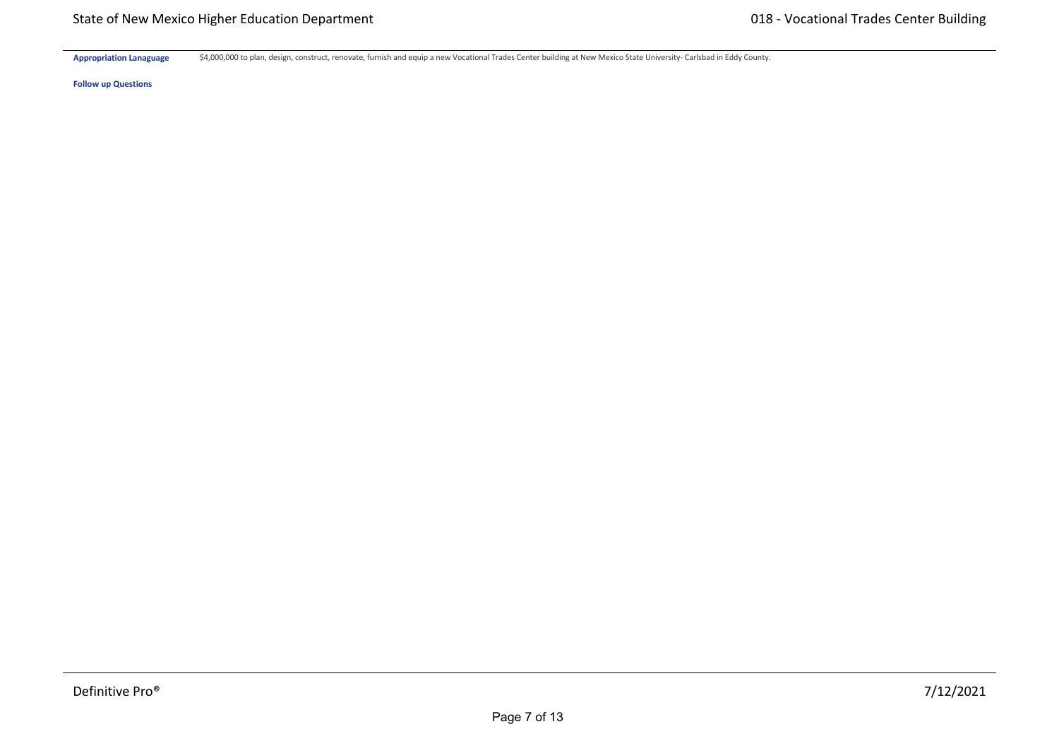**Appropriation Lanaguage** $4,000,000 to plan, design, construct, renovate, furnish and equip a new Vocational Trades Center building at New Mexico State University- Carlsbad in Eddy County.

**Follow up Questions**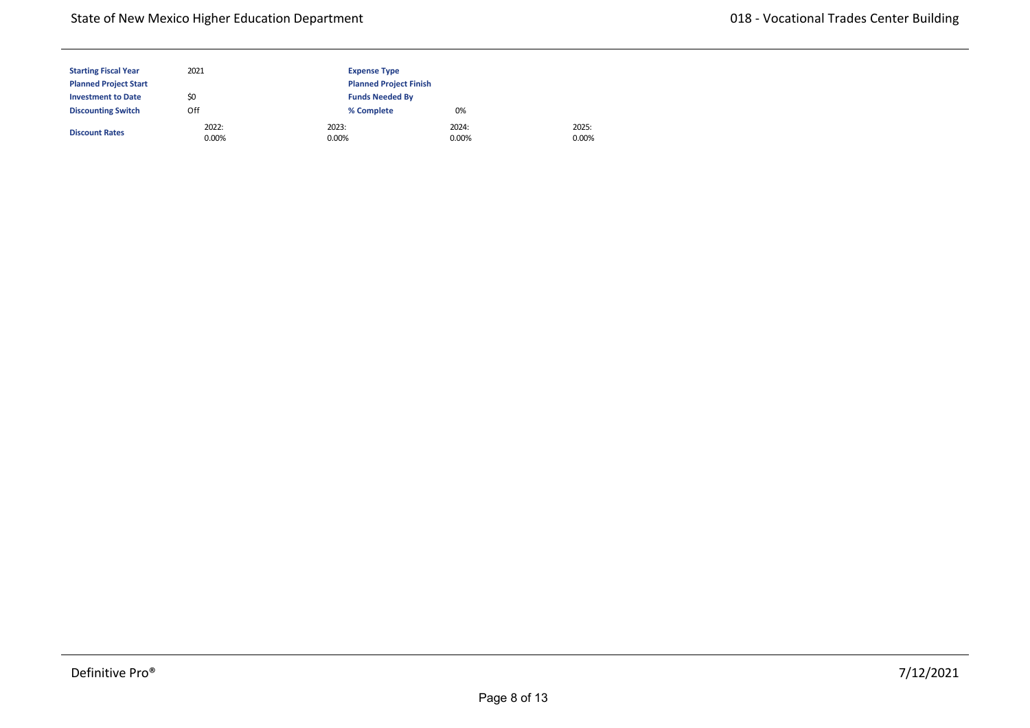| | | | | |
|---|---|---|---|---|
| **Starting Fiscal Year** | 2021 | **Expense Type** | | |
| **Planned Project Start** | | **Planned Project Finish** | | |
| **Investment to Date** | $0 | **Funds Needed By** | | |
| **Discounting Switch** | Off | **% Complete** | 0% | |
| **Discount Rates** | 2022: 0.00% | 2023: 0.00% | 2024: 0.00% | 2025: 0.00% |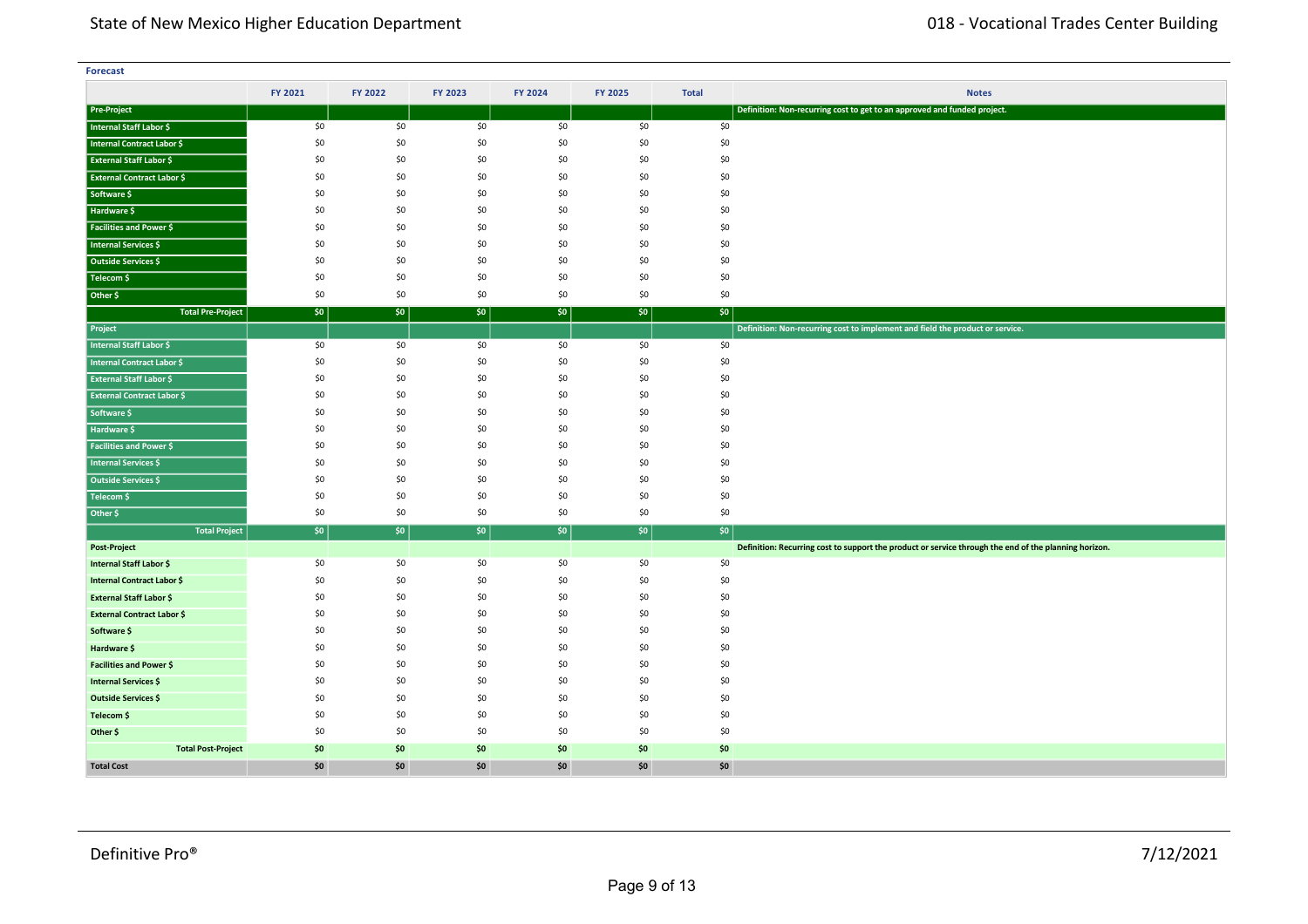**Forecast**

| | FY 2021 | FY 2022 | FY 2023 | FY 2024 | FY 2025 | Total | Notes |
|---|---|---|---|---|---|---|---|
| **Pre-Project** | | | | | | | **Definition: Non-recurring cost to get to an approved and funded project.** |
| **Internal Staff Labor $** | $0 | $0 | $0 | $0 | $0 | $0 | |
| **Internal Contract Labor $** | $0 | $0 | $0 | $0 | $0 | $0 | |
| **External Staff Labor $** | $0 | $0 | $0 | $0 | $0 | $0 | |
| **External Contract Labor $** | $0 | $0 | $0 | $0 | $0 | $0 | |
| **Software $** | $0 | $0 | $0 | $0 | $0 | $0 | |
| **Hardware $** | $0 | $0 | $0 | $0 | $0 | $0 | |
| **Facilities and Power $** | $0 | $0 | $0 | $0 | $0 | $0 | |
| **Internal Services $** | $0 | $0 | $0 | $0 | $0 | $0 | |
| **Outside Services $** | $0 | $0 | $0 | $0 | $0 | $0 | |
| **Telecom $** | $0 | $0 | $0 | $0 | $0 | $0 | |
| **Other $** | $0 | $0 | $0 | $0 | $0 | $0 | |
| **Total Pre-Project** | **$0** | **$0** | **$0** | **$0** | **$0** | **$0** | |
| **Project** | | | | | | | **Definition: Non-recurring cost to implement and field the product or service.** |
| **Internal Staff Labor $** | $0 | $0 | $0 | $0 | $0 | $0 | |
| **Internal Contract Labor $** | $0 | $0 | $0 | $0 | $0 | $0 | |
| **External Staff Labor $** | $0 | $0 | $0 | $0 | $0 | $0 | |
| **External Contract Labor $** | $0 | $0 | $0 | $0 | $0 | $0 | |
| **Software $** | $0 | $0 | $0 | $0 | $0 | $0 | |
| **Hardware $** | $0 | $0 | $0 | $0 | $0 | $0 | |
| **Facilities and Power $** | $0 | $0 | $0 | $0 | $0 | $0 | |
| **Internal Services $** | $0 | $0 | $0 | $0 | $0 | $0 | |
| **Outside Services $** | $0 | $0 | $0 | $0 | $0 | $0 | |
| **Telecom $** | $0 | $0 | $0 | $0 | $0 | $0 | |
| **Other $** | $0 | $0 | $0 | $0 | $0 | $0 | |
| **Total Project** | **$0** | **$0** | **$0** | **$0** | **$0** | **$0** | |
| **Post-Project** | | | | | | | **Definition: Recurring cost to support the product or service through the end of the planning horizon.** |
| **Internal Staff Labor $** | $0 | $0 | $0 | $0 | $0 | $0 | |
| **Internal Contract Labor $** | $0 | $0 | $0 | $0 | $0 | $0 | |
| **External Staff Labor $** | $0 | $0 | $0 | $0 | $0 | $0 | |
| **External Contract Labor $** | $0 | $0 | $0 | $0 | $0 | $0 | |
| **Software $** | $0 | $0 | $0 | $0 | $0 | $0 | |
| **Hardware $** | $0 | $0 | $0 | $0 | $0 | $0 | |
| **Facilities and Power $** | $0 | $0 | $0 | $0 | $0 | $0 | |
| **Internal Services $** | $0 | $0 | $0 | $0 | $0 | $0 | |
| **Outside Services $** | $0 | $0 | $0 | $0 | $0 | $0 | |
| **Telecom $** | $0 | $0 | $0 | $0 | $0 | $0 | |
| **Other $** | $0 | $0 | $0 | $0 | $0 | $0 | |
| **Total Post-Project** | **$0** | **$0** | **$0** | **$0** | **$0** | **$0** | |
| **Total Cost** | **$0** | **$0** | **$0** | **$0** | **$0** | **$0** | |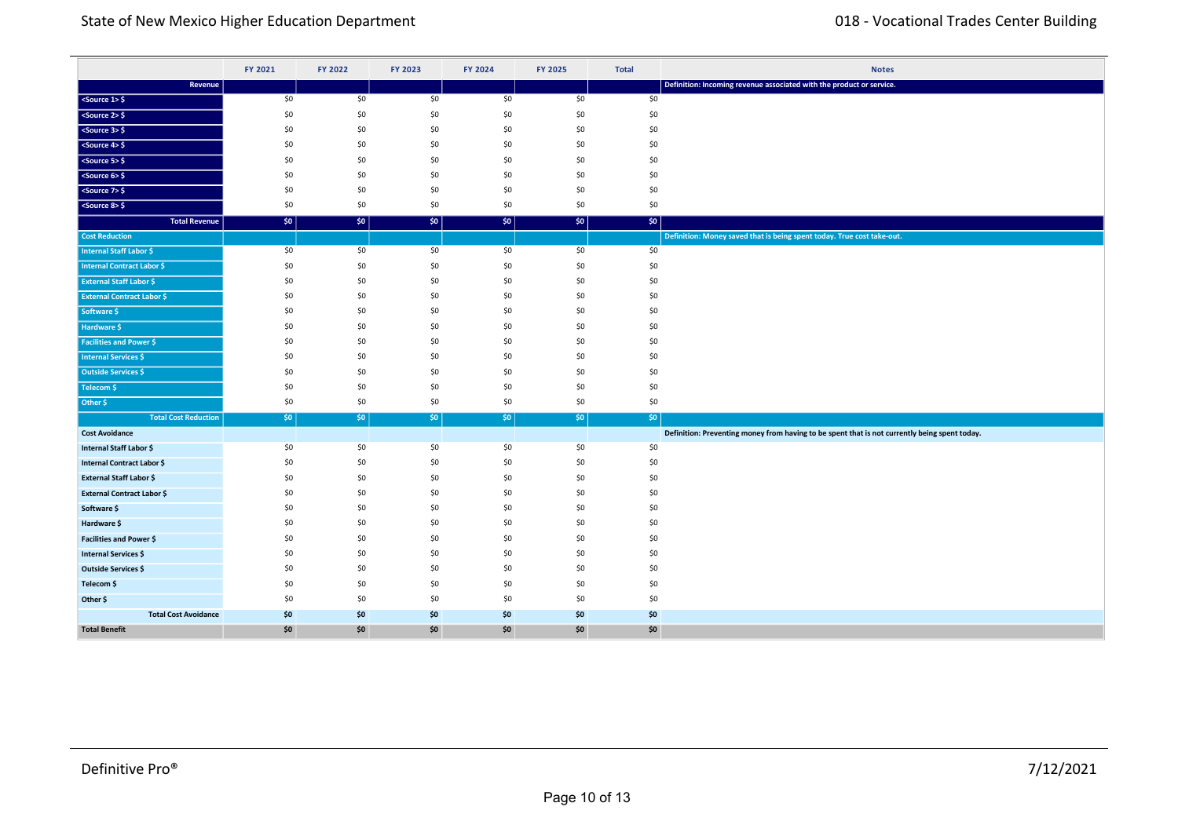| | FY 2021 | FY 2022 | FY 2023 | FY 2024 | FY 2025 | Total | Notes |
|---|---|---|---|---|---|---|---|
| **Revenue** | | | | | | | **Definition: Incoming revenue associated with the product or service.** |
| <Source 1> $ | $0 | $0 | $0 | $0 | $0 | $0 | |
| <Source 2> $ | $0 | $0 | $0 | $0 | $0 | $0 | |
| <Source 3> $ | $0 | $0 | $0 | $0 | $0 | $0 | |
| <Source 4> $ | $0 | $0 | $0 | $0 | $0 | $0 | |
| <Source 5> $ | $0 | $0 | $0 | $0 | $0 | $0 | |
| <Source 6> $ | $0 | $0 | $0 | $0 | $0 | $0 | |
| <Source 7> $ | $0 | $0 | $0 | $0 | $0 | $0 | |
| <Source 8> $ | $0 | $0 | $0 | $0 | $0 | $0 | |
| **Total Revenue** | **$0** | **$0** | **$0** | **$0** | **$0** | **$0** | |
| **Cost Reduction** | | | | | | | **Definition: Money saved that is being spent today. True cost take-out.** |
| Internal Staff Labor $ | $0 | $0 | $0 | $0 | $0 | $0 | |
| Internal Contract Labor $ | $0 | $0 | $0 | $0 | $0 | $0 | |
| External Staff Labor $ | $0 | $0 | $0 | $0 | $0 | $0 | |
| External Contract Labor $ | $0 | $0 | $0 | $0 | $0 | $0 | |
| Software $ | $0 | $0 | $0 | $0 | $0 | $0 | |
| Hardware $ | $0 | $0 | $0 | $0 | $0 | $0 | |
| Facilities and Power $ | $0 | $0 | $0 | $0 | $0 | $0 | |
| Internal Services $ | $0 | $0 | $0 | $0 | $0 | $0 | |
| Outside Services $ | $0 | $0 | $0 | $0 | $0 | $0 | |
| Telecom $ | $0 | $0 | $0 | $0 | $0 | $0 | |
| Other $ | $0 | $0 | $0 | $0 | $0 | $0 | |
| **Total Cost Reduction** | **$0** | **$0** | **$0** | **$0** | **$0** | **$0** | |
| **Cost Avoidance** | | | | | | | **Definition: Preventing money from having to be spent that is not currently being spent today.** |
| Internal Staff Labor $ | $0 | $0 | $0 | $0 | $0 | $0 | |
| Internal Contract Labor $ | $0 | $0 | $0 | $0 | $0 | $0 | |
| External Staff Labor $ | $0 | $0 | $0 | $0 | $0 | $0 | |
| External Contract Labor $ | $0 | $0 | $0 | $0 | $0 | $0 | |
| Software $ | $0 | $0 | $0 | $0 | $0 | $0 | |
| Hardware $ | $0 | $0 | $0 | $0 | $0 | $0 | |
| Facilities and Power $ | $0 | $0 | $0 | $0 | $0 | $0 | |
| Internal Services $ | $0 | $0 | $0 | $0 | $0 | $0 | |
| Outside Services $ | $0 | $0 | $0 | $0 | $0 | $0 | |
| Telecom $ | $0 | $0 | $0 | $0 | $0 | $0 | |
| Other $ | $0 | $0 | $0 | $0 | $0 | $0 | |
| **Total Cost Avoidance** | **$0** | **$0** | **$0** | **$0** | **$0** | **$0** | |
| **Total Benefit** | **$0** | **$0** | **$0** | **$0** | **$0** | **$0** | |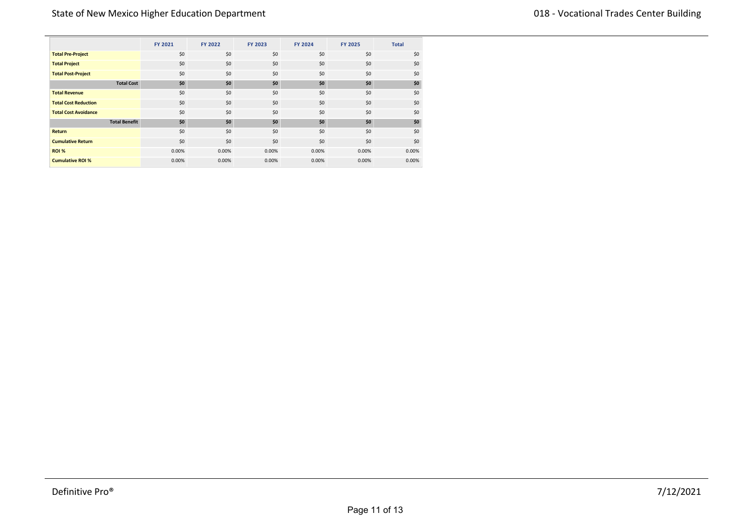| | FY 2021 | FY 2022 | FY 2023 | FY 2024 | FY 2025 | Total |
|---|---|---|---|---|---|---|
| **Total Pre-Project** | $0 | $0 | $0 | $0 | $0 | $0 |
| **Total Project** | $0 | $0 | $0 | $0 | $0 | $0 |
| **Total Post-Project** | $0 | $0 | $0 | $0 | $0 | $0 |
| **Total Cost** | **$0** | **$0** | **$0** | **$0** | **$0** | **$0** |
| **Total Revenue** | $0 | $0 | $0 | $0 | $0 | $0 |
| **Total Cost Reduction** | $0 | $0 | $0 | $0 | $0 | $0 |
| **Total Cost Avoidance** | $0 | $0 | $0 | $0 | $0 | $0 |
| **Total Benefit** | **$0** | **$0** | **$0** | **$0** | **$0** | **$0** |
| **Return** | $0 | $0 | $0 | $0 | $0 | $0 |
| **Cumulative Return** | $0 | $0 | $0 | $0 | $0 | $0 |
| **ROI %** | 0.00% | 0.00% | 0.00% | 0.00% | 0.00% | 0.00% |
| **Cumulative ROI %** | 0.00% | 0.00% | 0.00% | 0.00% | 0.00% | 0.00% |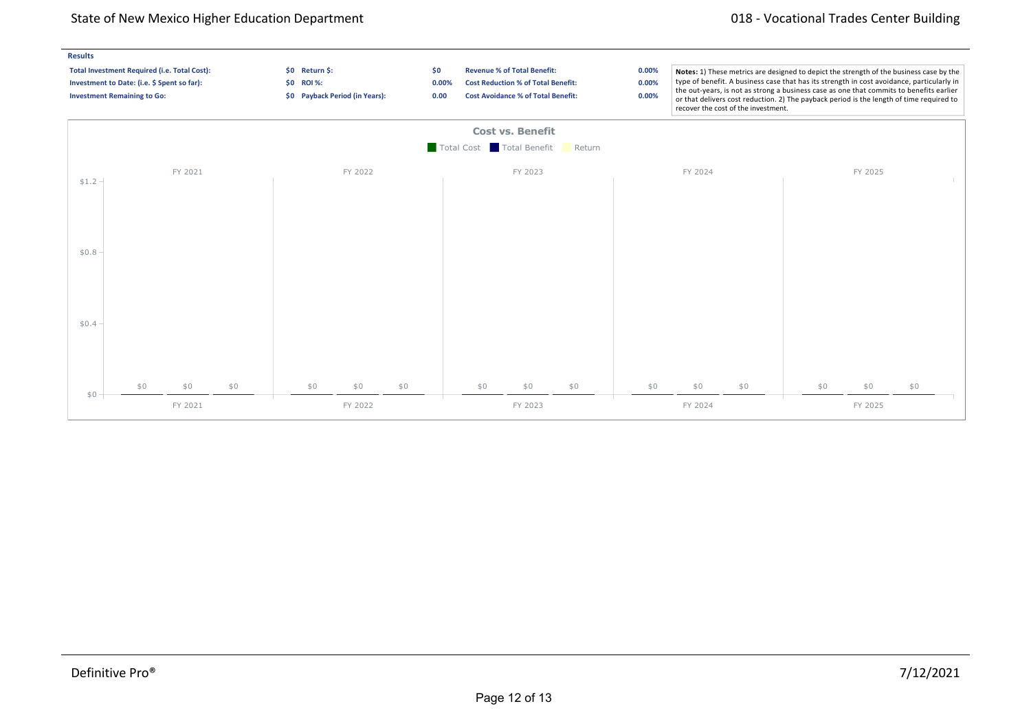### Results

| | | | | | |
|---|---|---|---|---|---|
| **Total Investment Required (i.e. Total Cost):** | **$0** | **Return $:** | **$0** | **Revenue % of Total Benefit:** | **0.00%** |
| **Investment to Date: (i.e. $ Spent so far):** | **$0** | **ROI %:** | **0.00%** | **Cost Reduction % of Total Benefit:** | **0.00%** |
| **Investment Remaining to Go:** | **$0** | **Payback Period (in Years):** | **0.00** | **Cost Avoidance % of Total Benefit:** | **0.00%** |

**Notes:** 1) These metrics are designed to depict the strength of the business case by the type of benefit. A business case that has its strength in cost avoidance, particularly in the out-years, is not as strong a business case as one that commits to benefits earlier or that delivers cost reduction. 2) The payback period is the length of time required to recover the cost of the investment.

**Cost vs. Benefit**

Total Cost | Total Benefit | Return

| | FY 2021 | FY 2022 | FY 2023 | FY 2024 | FY 2025 |
|---|---|---|---|---|---|
| Total Cost | $0 | $0 | $0 | $0 | $0 |
| Total Benefit | $0 | $0 | $0 | $0 | $0 |
| Return | $0 | $0 | $0 | $0 | $0 |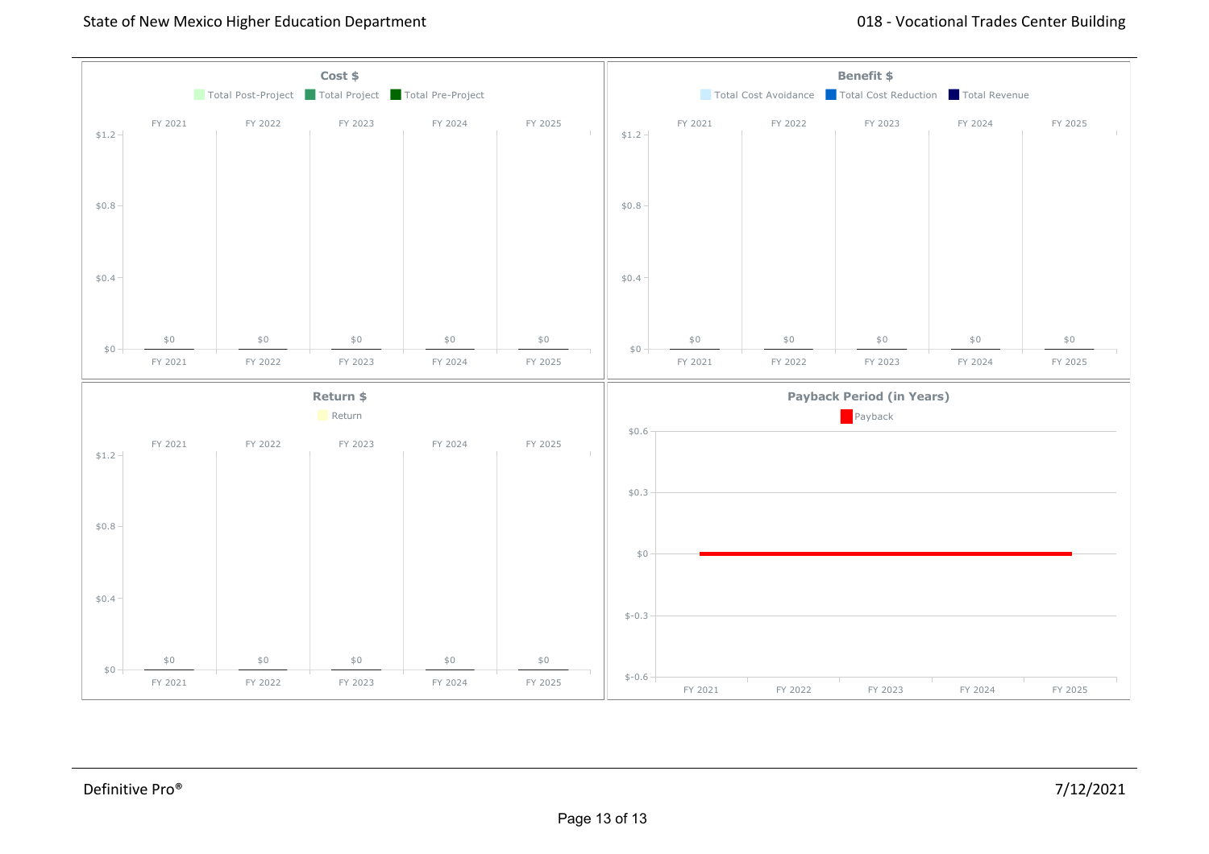Cost $

Total Post-Project  Total Project  Total Pre-Project

FY 2021  FY 2022  FY 2023  FY 2024  FY 2025

$1.2
$0.8
$0.4
$0

$0  $0  $0  $0  $0

FY 2021  FY 2022  FY 2023  FY 2024  FY 2025

Benefit $

Total Cost Avoidance  Total Cost Reduction  Total Revenue

FY 2021  FY 2022  FY 2023  FY 2024  FY 2025

$1.2
$0.8
$0.4
$0

$0  $0  $0  $0  $0

FY 2021  FY 2022  FY 2023  FY 2024  FY 2025

Return $

Return

FY 2021  FY 2022  FY 2023  FY 2024  FY 2025

$1.2
$0.8
$0.4
$0

$0  $0  $0  $0  $0

FY 2021  FY 2022  FY 2023  FY 2024  FY 2025

Payback Period (in Years)

Payback

$0.6
$0.3
$0
$-0.3
$-0.6

FY 2021  FY 2022  FY 2023  FY 2024  FY 2025